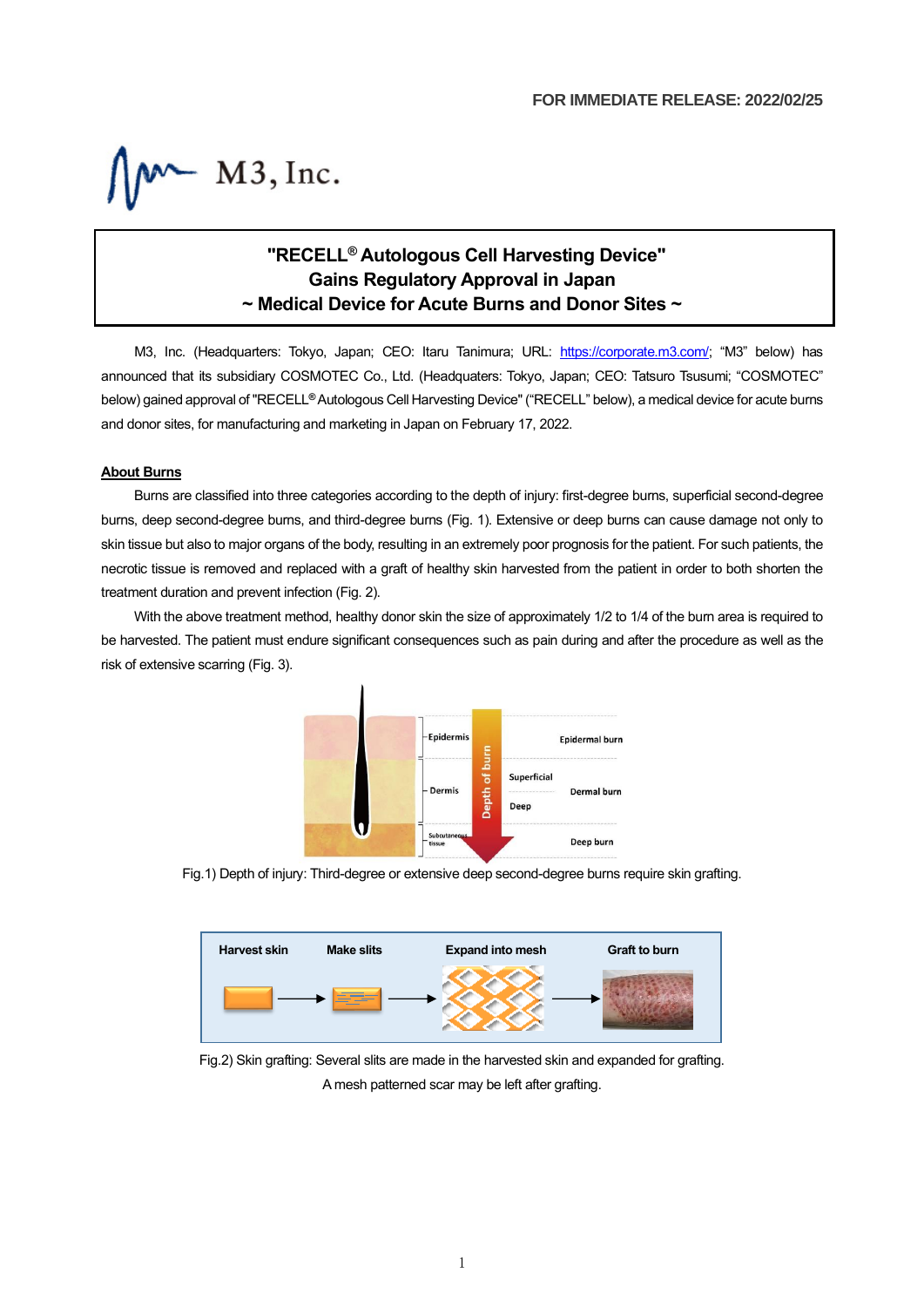FOR IMMEDIATE RELEASE: 2022/02/25

M3, Inc.

# "RECELL® Autologous Cell Harvesting Device" Gains Regulatory Approval in Japan ~ Medical Device for Acute Burns and Donor Sites ~

M3, Inc. (Headquarters: Tokyo, Japan; CEO: Itaru Tanimura; URL: https://corporate.m3.com/; "M3" below) has announced that its subsidiary COSMOTEC Co., Ltd. (Headquaters: Tokyo, Japan; CEO: Tatsuro Tsusumi; "COSMOTEC" below) gained approval of "RECELL® Autologous Cell Harvesting Device" ("RECELL" below), a medical device for acute burns and donor sites, for manufacturing and marketing in Japan on February 17, 2022.

## About Burns

Burns are classified into three categories according to the depth of injury: first-degree burns, superficial second-degree burns, deep second-degree burns, and third-degree burns (Fig. 1). Extensive or deep burns can cause damage not only to skin tissue but also to major organs of the body, resulting in an extremely poor prognosis for the patient. For such patients, the necrotic tissue is removed and replaced with a graft of healthy skin harvested from the patient in order to both shorten the treatment duration and prevent infection (Fig. 2).

With the above treatment method, healthy donor skin the size of approximately 1/2 to 1/4 of the burn area is required to be harvested. The patient must endure significant consequences such as pain during and after the procedure as well as the risk of extensive scarring (Fig. 3).

Fig.1) Depth of injury: Third-degree or extensive deep second-degree burns require skin grafting.

Fig.2) Skin grafting: Several slits are made in the harvested skin and expanded for grafting. A mesh patterned scar may be left after grafting.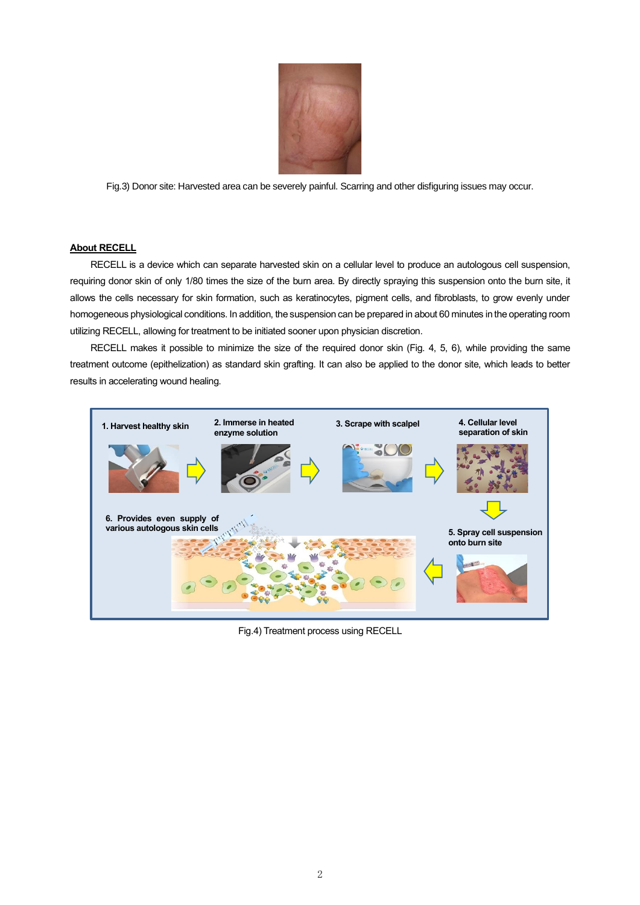Fig.3) Donor site: Harvested area can be severely painful. Scarring and other disfiguring issues may occur.

**About RECELL**

RECELL is a device which can separate harvested skin on a cellular level to produce an autologous cell suspension, requiring donor skin of only 1/80 times the size of the burn area. By directly spraying this suspension onto the burn site, it allows the cells necessary for skin formation, such as keratinocytes, pigment cells, and fibroblasts, to grow evenly under homogeneous physiological conditions. In addition, the suspension can be prepared in about 60 minutes in the operating room utilizing RECELL, allowing for treatment to be initiated sooner upon physician discretion.

RECELL makes it possible to minimize the size of the required donor skin (Fig. 4, 5, 6), while providing the same treatment outcome (epithelization) as standard skin grafting. It can also be applied to the donor site, which leads to better results in accelerating wound healing.

1. Harvest healthy skin
2. Immerse in heated enzyme solution
3. Scrape with scalpel
4. Cellular level separation of skin
5. Spray cell suspension onto burn site
6. Provides even supply of various autologous skin cells

Fig.4) Treatment process using RECELL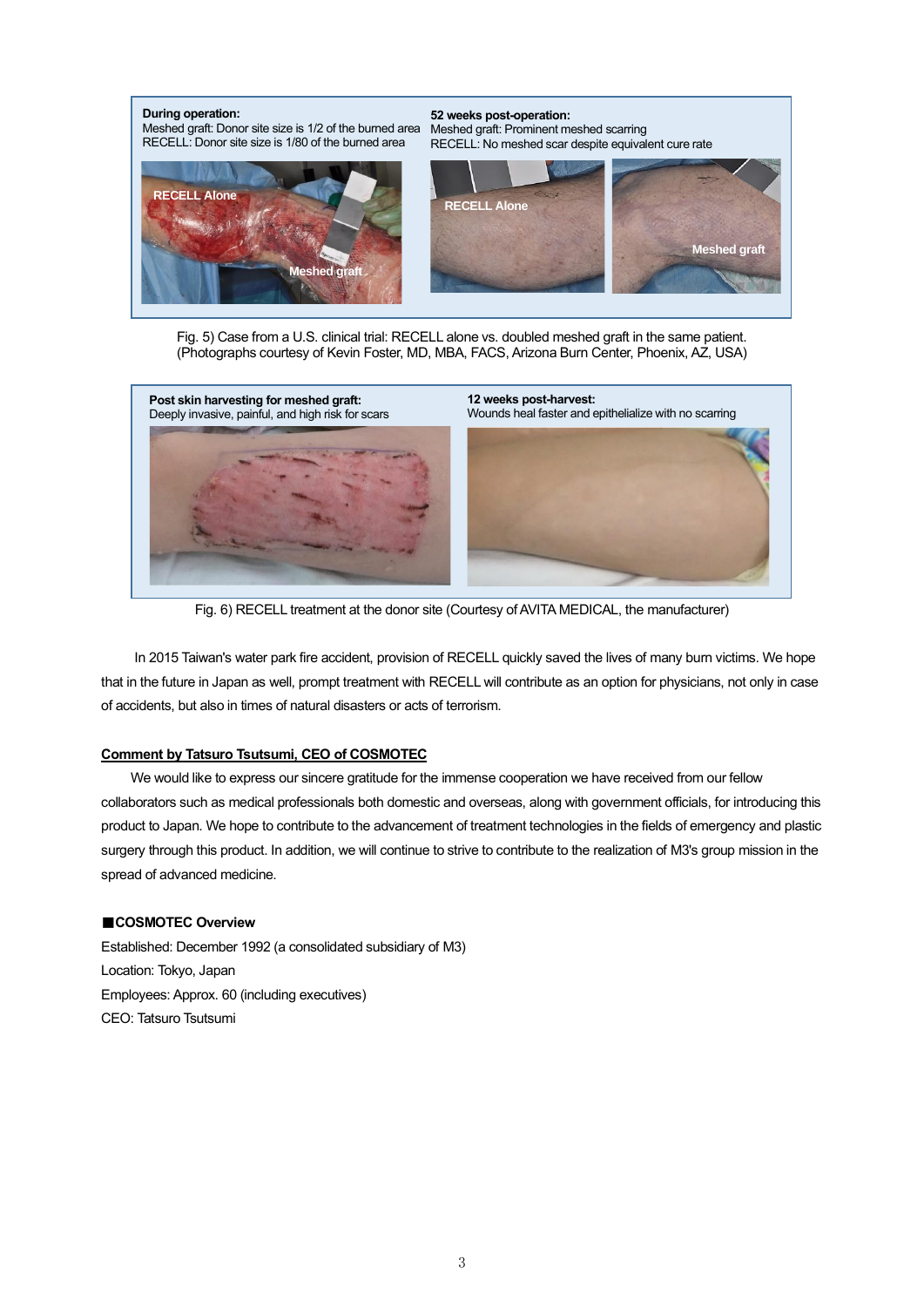**During operation:**
Meshed graft: Donor site size is 1/2 of the burned area
RECELL: Donor site size is 1/80 of the burned area

**52 weeks post-operation:**
Meshed graft: Prominent meshed scarring
RECELL: No meshed scar despite equivalent cure rate

RECELL Alone

Meshed graft

Fig. 5) Case from a U.S. clinical trial: RECELL alone vs. doubled meshed graft in the same patient.
(Photographs courtesy of Kevin Foster, MD, MBA, FACS, Arizona Burn Center, Phoenix, AZ, USA)

**Post skin harvesting for meshed graft:**
Deeply invasive, painful, and high risk for scars

**12 weeks post-harvest:**
Wounds heal faster and epithelialize with no scarring

Fig. 6) RECELL treatment at the donor site (Courtesy of AVITA MEDICAL, the manufacturer)

In 2015 Taiwan's water park fire accident, provision of RECELL quickly saved the lives of many burn victims. We hope that in the future in Japan as well, prompt treatment with RECELL will contribute as an option for physicians, not only in case of accidents, but also in times of natural disasters or acts of terrorism.

**Comment by Tatsuro Tsutsumi, CEO of COSMOTEC**

We would like to express our sincere gratitude for the immense cooperation we have received from our fellow collaborators such as medical professionals both domestic and overseas, along with government officials, for introducing this product to Japan. We hope to contribute to the advancement of treatment technologies in the fields of emergency and plastic surgery through this product. In addition, we will continue to strive to contribute to the realization of M3's group mission in the spread of advanced medicine.

**■COSMOTEC Overview**

Established: December 1992 (a consolidated subsidiary of M3)
Location: Tokyo, Japan
Employees: Approx. 60 (including executives)
CEO: Tatsuro Tsutsumi